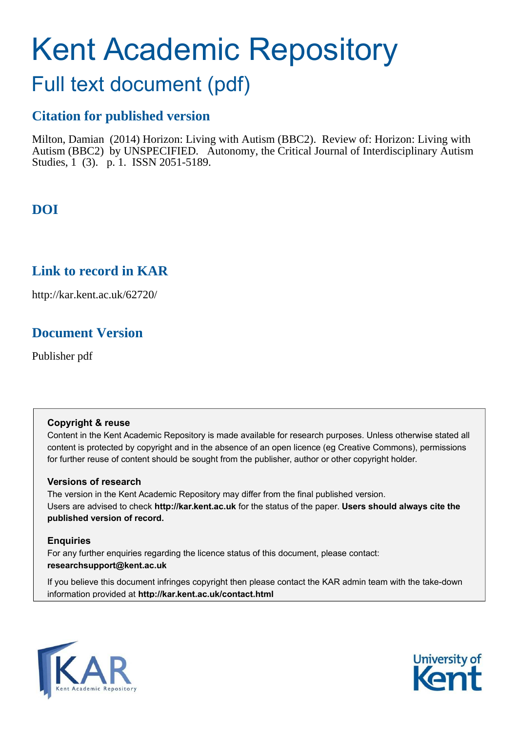# Kent Academic Repository

## Full text document (pdf)

### Citation for published version

Milton, Damian (2014) Horizon: Living with Autism (BBC2). Review of: Horizon: Living with Autism (BBC2) by UNSPECIFIED. Autonomy, the Critical Journal of Interdisciplinary Autism Studies, 1 (3). p. 1. ISSN 2051-5189.

### DOI

### Link to record in KAR

http://kar.kent.ac.uk/62720/

### Document Version

Publisher pdf

**Copyright & reuse**

Content in the Kent Academic Repository is made available for research purposes. Unless otherwise stated all content is protected by copyright and in the absence of an open licence (eg Creative Commons), permissions for further reuse of content should be sought from the publisher, author or other copyright holder.

**Versions of research**

The version in the Kent Academic Repository may differ from the final published version. Users are advised to check **http://kar.kent.ac.uk** for the status of the paper. **Users should always cite the published version of record.**

**Enquiries**

For any further enquiries regarding the licence status of this document, please contact: **researchsupport@kent.ac.uk**

If you believe this document infringes copyright then please contact the KAR admin team with the take-down information provided at **http://kar.kent.ac.uk/contact.html**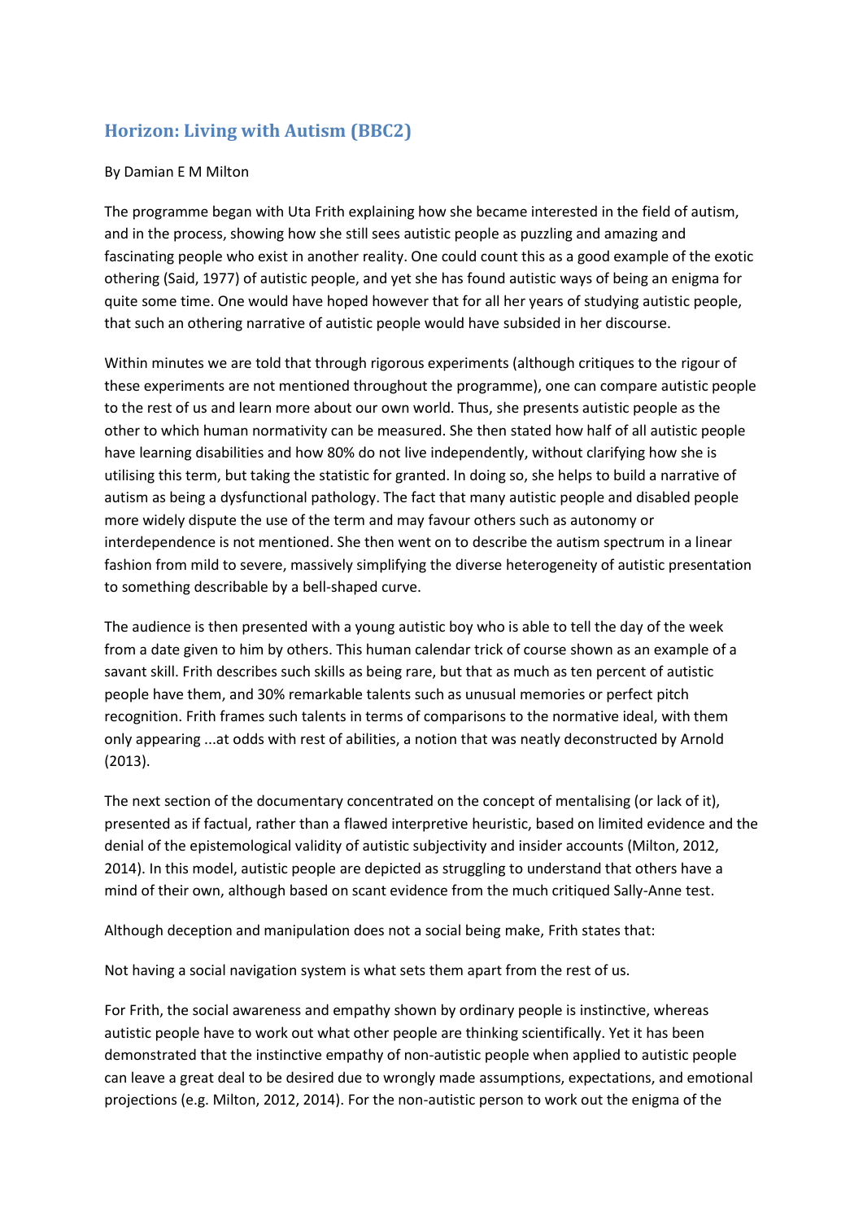## Horizon: Living with Autism (BBC2)

By Damian E M Milton

The programme began with Uta Frith explaining how she became interested in the field of autism, and in the process, showing how she still sees autistic people as puzzling and amazing and fascinating people who exist in another reality. One could count this as a good example of the exotic othering (Said, 1977) of autistic people, and yet she has found autistic ways of being an enigma for quite some time. One would have hoped however that for all her years of studying autistic people, that such an othering narrative of autistic people would have subsided in her discourse.

Within minutes we are told that through rigorous experiments (although critiques to the rigour of these experiments are not mentioned throughout the programme), one can compare autistic people to the rest of us and learn more about our own world. Thus, she presents autistic people as the other to which human normativity can be measured. She then stated how half of all autistic people have learning disabilities and how 80% do not live independently, without clarifying how she is utilising this term, but taking the statistic for granted. In doing so, she helps to build a narrative of autism as being a dysfunctional pathology. The fact that many autistic people and disabled people more widely dispute the use of the term and may favour others such as autonomy or interdependence is not mentioned. She then went on to describe the autism spectrum in a linear fashion from mild to severe, massively simplifying the diverse heterogeneity of autistic presentation to something describable by a bell-shaped curve.

The audience is then presented with a young autistic boy who is able to tell the day of the week from a date given to him by others. This human calendar trick of course shown as an example of a savant skill. Frith describes such skills as being rare, but that as much as ten percent of autistic people have them, and 30% remarkable talents such as unusual memories or perfect pitch recognition. Frith frames such talents in terms of comparisons to the normative ideal, with them only appearing ...at odds with rest of abilities, a notion that was neatly deconstructed by Arnold (2013).

The next section of the documentary concentrated on the concept of mentalising (or lack of it), presented as if factual, rather than a flawed interpretive heuristic, based on limited evidence and the denial of the epistemological validity of autistic subjectivity and insider accounts (Milton, 2012, 2014). In this model, autistic people are depicted as struggling to understand that others have a mind of their own, although based on scant evidence from the much critiqued Sally-Anne test.

Although deception and manipulation does not a social being make, Frith states that:

Not having a social navigation system is what sets them apart from the rest of us.

For Frith, the social awareness and empathy shown by ordinary people is instinctive, whereas autistic people have to work out what other people are thinking scientifically. Yet it has been demonstrated that the instinctive empathy of non-autistic people when applied to autistic people can leave a great deal to be desired due to wrongly made assumptions, expectations, and emotional projections (e.g. Milton, 2012, 2014). For the non-autistic person to work out the enigma of the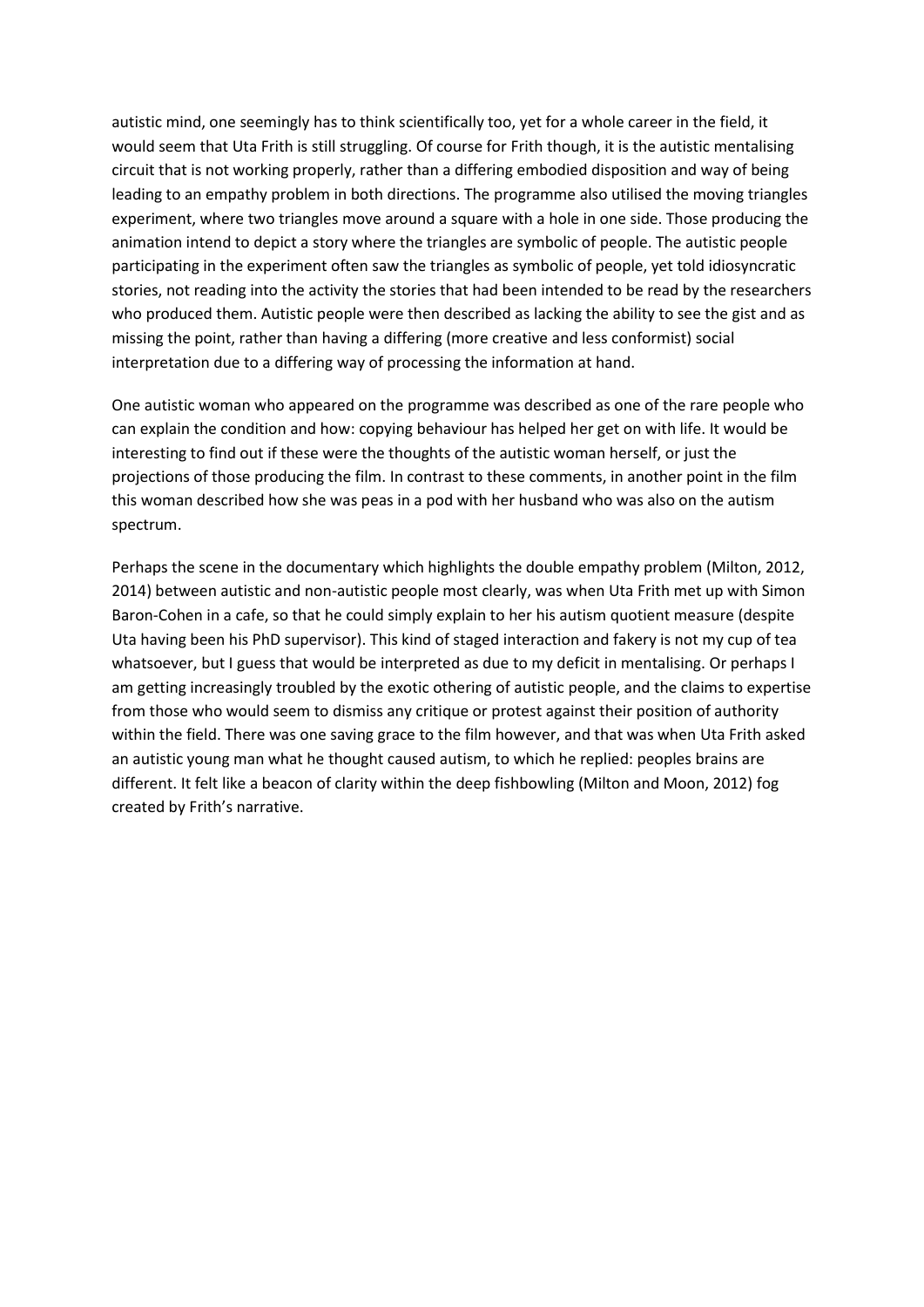autistic mind, one seemingly has to think scientifically too, yet for a whole career in the field, it would seem that Uta Frith is still struggling. Of course for Frith though, it is the autistic mentalising circuit that is not working properly, rather than a differing embodied disposition and way of being leading to an empathy problem in both directions. The programme also utilised the moving triangles experiment, where two triangles move around a square with a hole in one side. Those producing the animation intend to depict a story where the triangles are symbolic of people. The autistic people participating in the experiment often saw the triangles as symbolic of people, yet told idiosyncratic stories, not reading into the activity the stories that had been intended to be read by the researchers who produced them. Autistic people were then described as lacking the ability to see the gist and as missing the point, rather than having a differing (more creative and less conformist) social interpretation due to a differing way of processing the information at hand.

One autistic woman who appeared on the programme was described as one of the rare people who can explain the condition and how: copying behaviour has helped her get on with life. It would be interesting to find out if these were the thoughts of the autistic woman herself, or just the projections of those producing the film. In contrast to these comments, in another point in the film this woman described how she was peas in a pod with her husband who was also on the autism spectrum.

Perhaps the scene in the documentary which highlights the double empathy problem (Milton, 2012, 2014) between autistic and non-autistic people most clearly, was when Uta Frith met up with Simon Baron-Cohen in a cafe, so that he could simply explain to her his autism quotient measure (despite Uta having been his PhD supervisor). This kind of staged interaction and fakery is not my cup of tea whatsoever, but I guess that would be interpreted as due to my deficit in mentalising. Or perhaps I am getting increasingly troubled by the exotic othering of autistic people, and the claims to expertise from those who would seem to dismiss any critique or protest against their position of authority within the field. There was one saving grace to the film however, and that was when Uta Frith asked an autistic young man what he thought caused autism, to which he replied: peoples brains are different. It felt like a beacon of clarity within the deep fishbowling (Milton and Moon, 2012) fog created by Frith's narrative.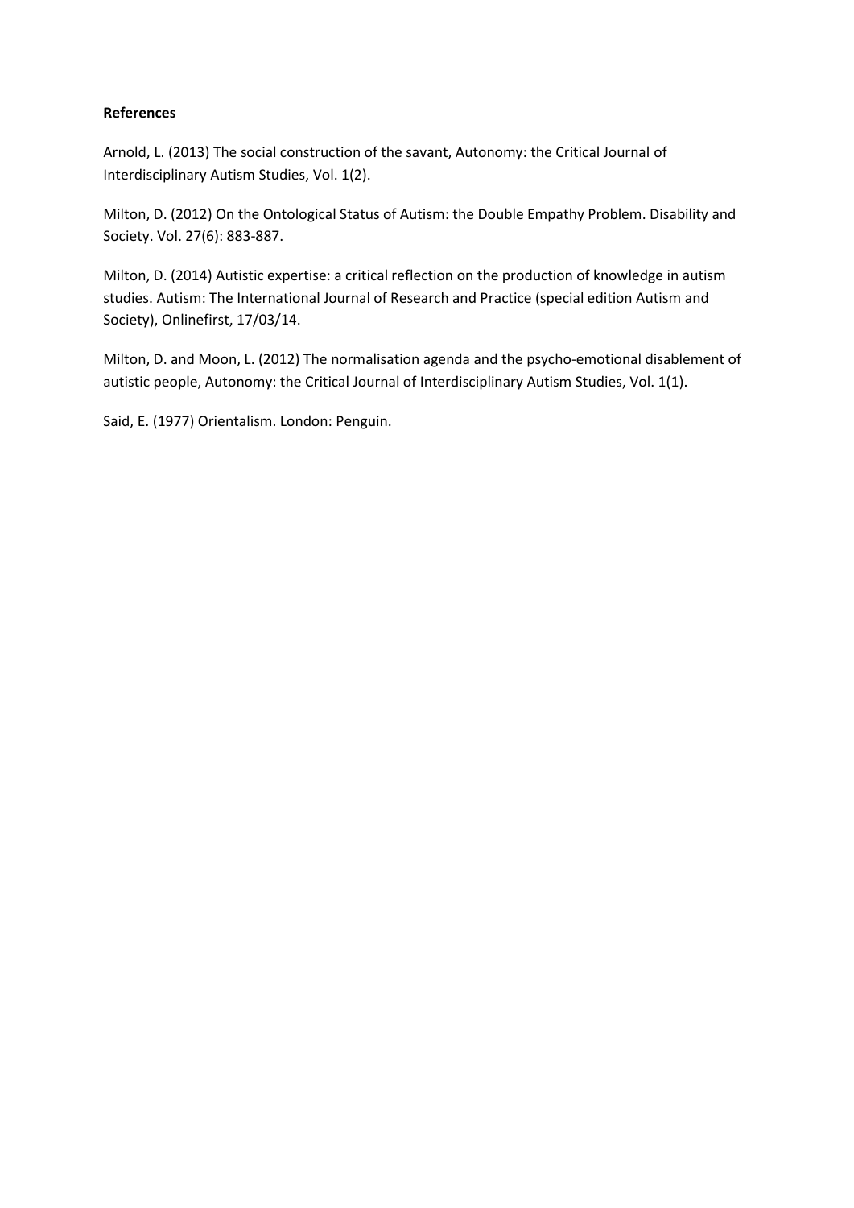**References**

Arnold, L. (2013) The social construction of the savant, Autonomy: the Critical Journal of Interdisciplinary Autism Studies, Vol. 1(2).

Milton, D. (2012) On the Ontological Status of Autism: the Double Empathy Problem. Disability and Society. Vol. 27(6): 883-887.

Milton, D. (2014) Autistic expertise: a critical reflection on the production of knowledge in autism studies. Autism: The International Journal of Research and Practice (special edition Autism and Society), Onlinefirst, 17/03/14.

Milton, D. and Moon, L. (2012) The normalisation agenda and the psycho-emotional disablement of autistic people, Autonomy: the Critical Journal of Interdisciplinary Autism Studies, Vol. 1(1).

Said, E. (1977) Orientalism. London: Penguin.